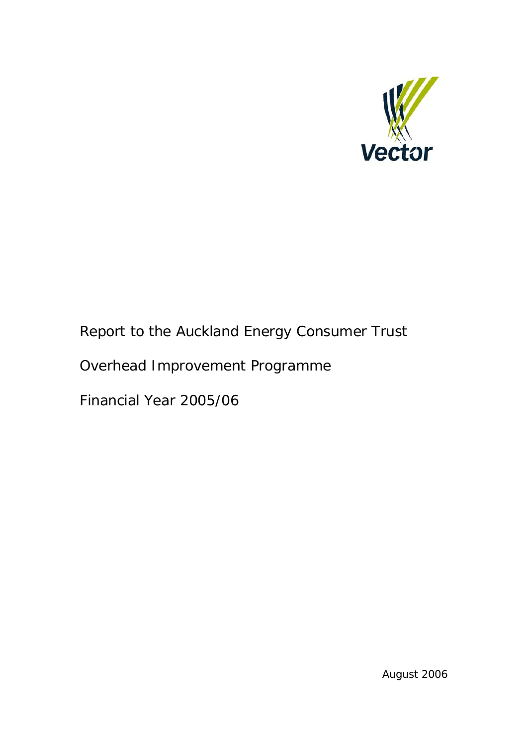Vector

Report to the Auckland Energy Consumer Trust

Overhead Improvement Programme

Financial Year 2005/06

August 2006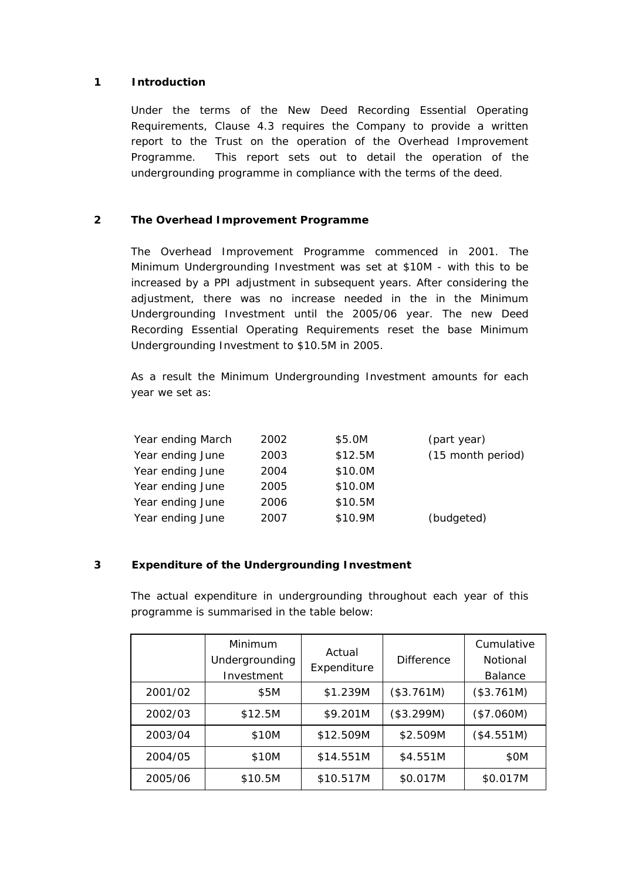## 1 Introduction

Under the terms of the New Deed Recording Essential Operating Requirements, Clause 4.3 requires the Company to provide a written report to the Trust on the operation of the Overhead Improvement Programme. This report sets out to detail the operation of the undergrounding programme in compliance with the terms of the deed.

## 2 The Overhead Improvement Programme

The Overhead Improvement Programme commenced in 2001. The Minimum Undergrounding Investment was set at $10M - with this to be increased by a PPI adjustment in subsequent years. After considering the adjustment, there was no increase needed in the in the Minimum Undergrounding Investment until the 2005/06 year. The new Deed Recording Essential Operating Requirements reset the base Minimum Undergrounding Investment to $10.5M in 2005.

As a result the Minimum Undergrounding Investment amounts for each year we set as:

| | | | |
|---|---|---|---|
| Year ending March | 2002 | $5.0M | (part year) |
| Year ending June | 2003 | $12.5M | (15 month period) |
| Year ending June | 2004 | $10.0M | |
| Year ending June | 2005 | $10.0M | |
| Year ending June | 2006 | $10.5M | |
| Year ending June | 2007 | $10.9M | (budgeted) |

## 3 Expenditure of the Undergrounding Investment

The actual expenditure in undergrounding throughout each year of this programme is summarised in the table below:

| | Minimum Undergrounding Investment | Actual Expenditure | Difference | Cumulative Notional Balance |
|---|---|---|---|---|
| 2001/02 | $5M | $1.239M | ($3.761M) | ($3.761M) |
| 2002/03 | $12.5M | $9.201M | ($3.299M) | ($7.060M) |
| 2003/04 | $10M | $12.509M | $2.509M | ($4.551M) |
| 2004/05 | $10M | $14.551M | $4.551M | $0M |
| 2005/06 | $10.5M | $10.517M | $0.017M | $0.017M |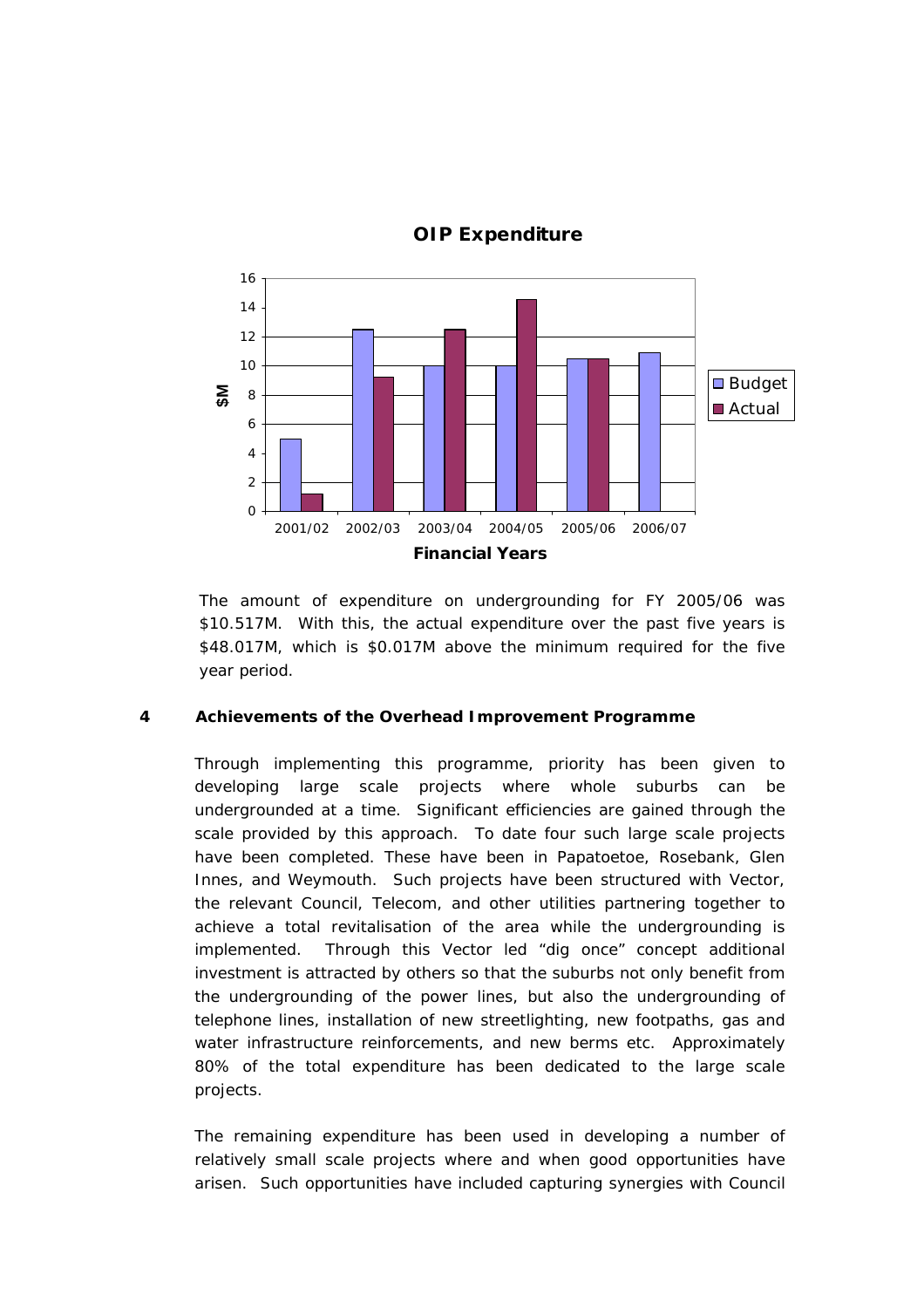**OIP Expenditure**

| Financial Years | Budget ($M) | Actual ($M) |
|---|---|---|
| 2001/02 | 5 | 1.2 |
| 2002/03 | 12.5 | 9.2 |
| 2003/04 | 10 | 12.5 |
| 2004/05 | 10 | 14.5 |
| 2005/06 | 10.5 | 10.5 |
| 2006/07 | 10.9 | |

The amount of expenditure on undergrounding for FY 2005/06 was \$10.517M. With this, the actual expenditure over the past five years is \$48.017M, which is \$0.017M above the minimum required for the five year period.

## 4 Achievements of the Overhead Improvement Programme

Through implementing this programme, priority has been given to developing large scale projects where whole suburbs can be undergrounded at a time. Significant efficiencies are gained through the scale provided by this approach. To date four such large scale projects have been completed. These have been in Papatoetoe, Rosebank, Glen Innes, and Weymouth. Such projects have been structured with Vector, the relevant Council, Telecom, and other utilities partnering together to achieve a total revitalisation of the area while the undergrounding is implemented. Through this Vector led "dig once" concept additional investment is attracted by others so that the suburbs not only benefit from the undergrounding of the power lines, but also the undergrounding of telephone lines, installation of new streetlighting, new footpaths, gas and water infrastructure reinforcements, and new berms etc. Approximately 80% of the total expenditure has been dedicated to the large scale projects.

The remaining expenditure has been used in developing a number of relatively small scale projects where and when good opportunities have arisen. Such opportunities have included capturing synergies with Council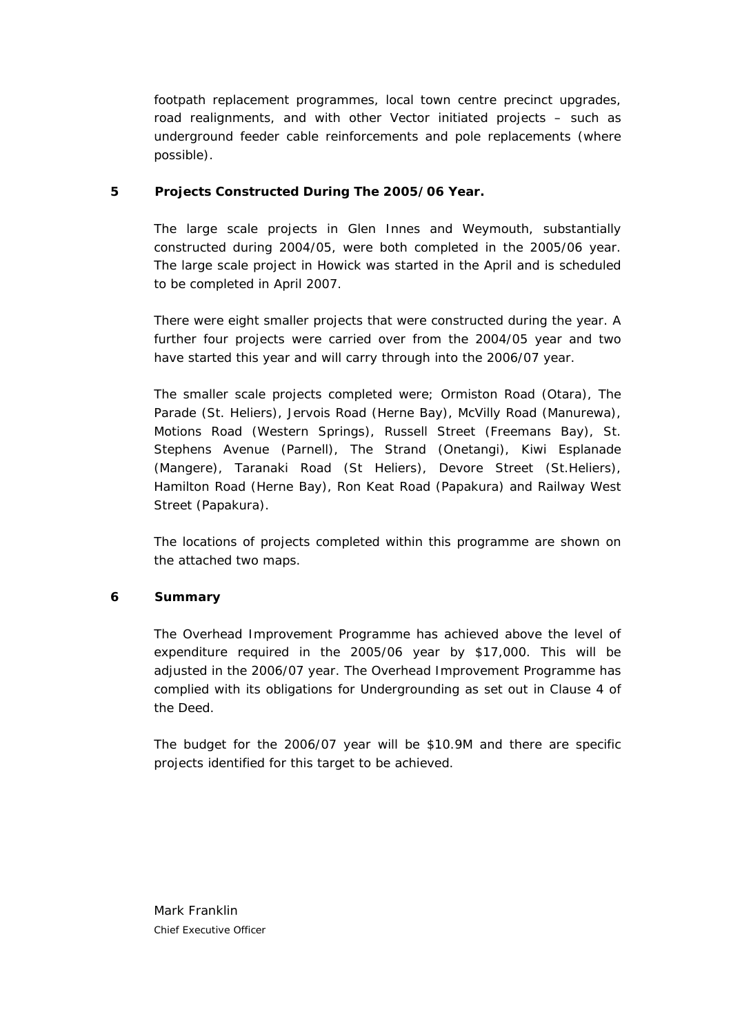footpath replacement programmes, local town centre precinct upgrades, road realignments, and with other Vector initiated projects – such as underground feeder cable reinforcements and pole replacements (where possible).

## 5 Projects Constructed During The 2005/06 Year.

The large scale projects in Glen Innes and Weymouth, substantially constructed during 2004/05, were both completed in the 2005/06 year. The large scale project in Howick was started in the April and is scheduled to be completed in April 2007.

There were eight smaller projects that were constructed during the year. A further four projects were carried over from the 2004/05 year and two have started this year and will carry through into the 2006/07 year.

The smaller scale projects completed were; Ormiston Road (Otara), The Parade (St. Heliers), Jervois Road (Herne Bay), McVilly Road (Manurewa), Motions Road (Western Springs), Russell Street (Freemans Bay), St. Stephens Avenue (Parnell), The Strand (Onetangi), Kiwi Esplanade (Mangere), Taranaki Road (St Heliers), Devore Street (St.Heliers), Hamilton Road (Herne Bay), Ron Keat Road (Papakura) and Railway West Street (Papakura).

The locations of projects completed within this programme are shown on the attached two maps.

## 6 Summary

The Overhead Improvement Programme has achieved above the level of expenditure required in the 2005/06 year by $17,000. This will be adjusted in the 2006/07 year. The Overhead Improvement Programme has complied with its obligations for Undergrounding as set out in Clause 4 of the Deed.

The budget for the 2006/07 year will be $10.9M and there are specific projects identified for this target to be achieved.

Mark Franklin
Chief Executive Officer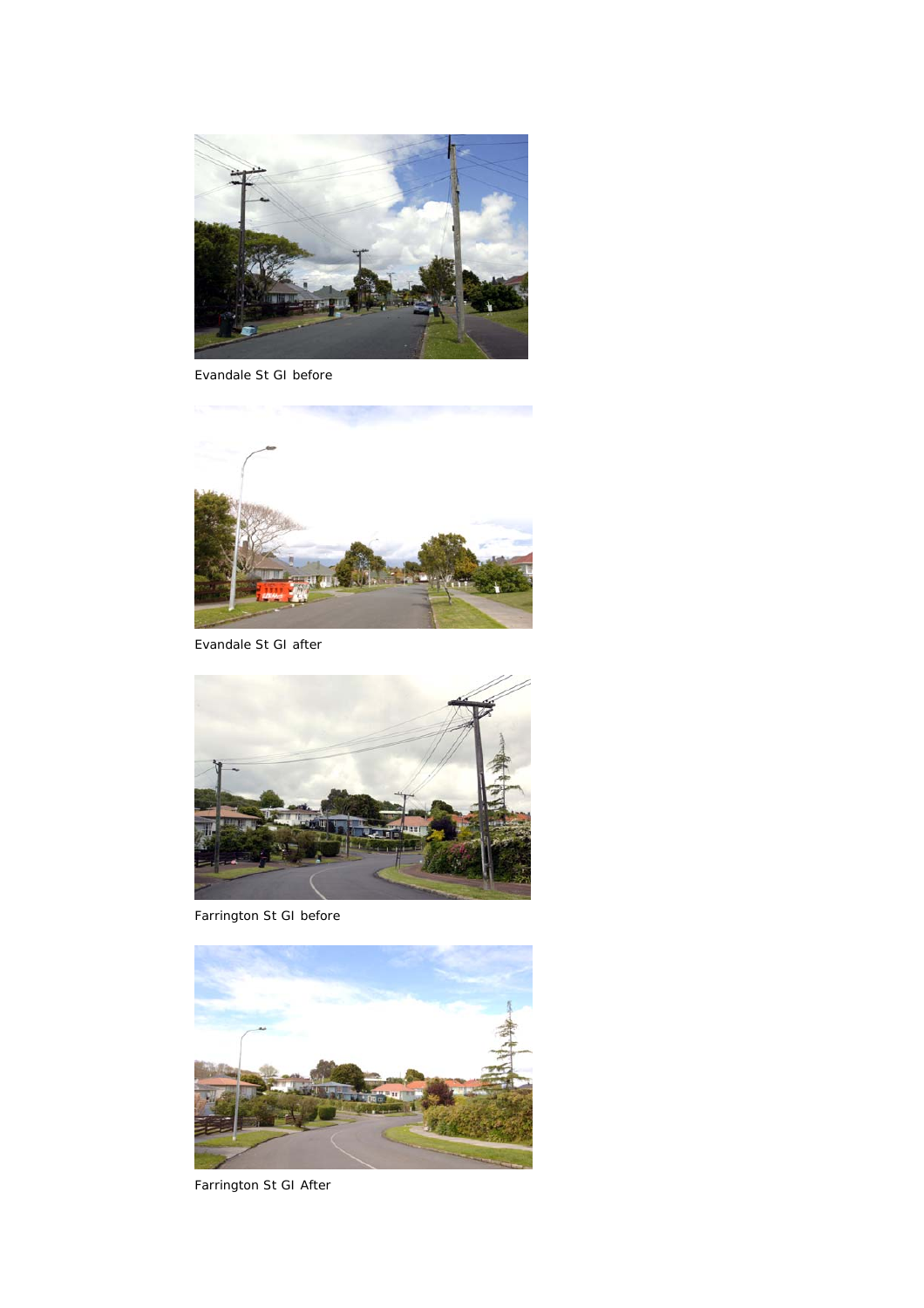Evandale St GI before

Evandale St GI after

Farrington St GI before

Farrington St GI After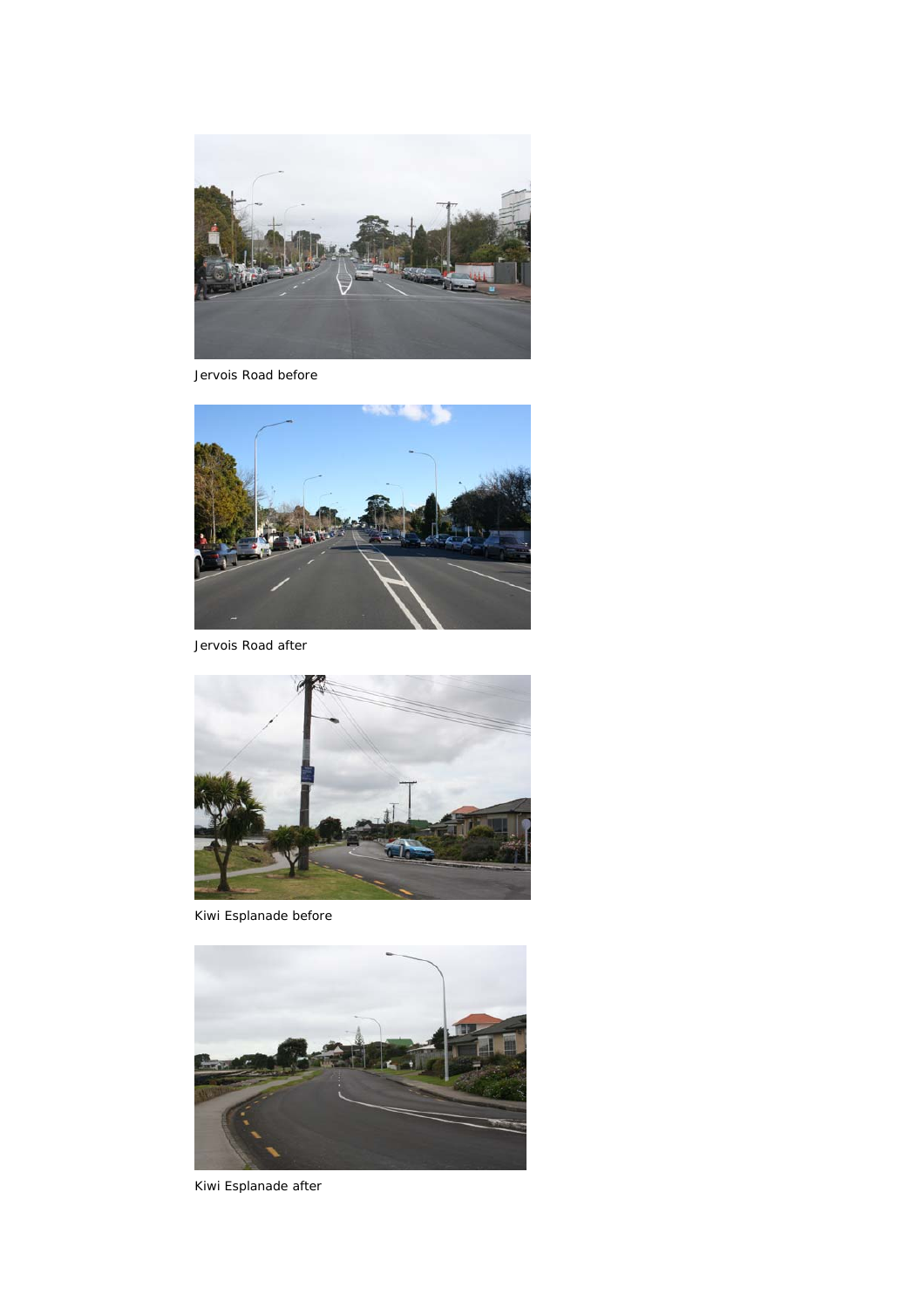Jervois Road before

Jervois Road after

Kiwi Esplanade before

Kiwi Esplanade after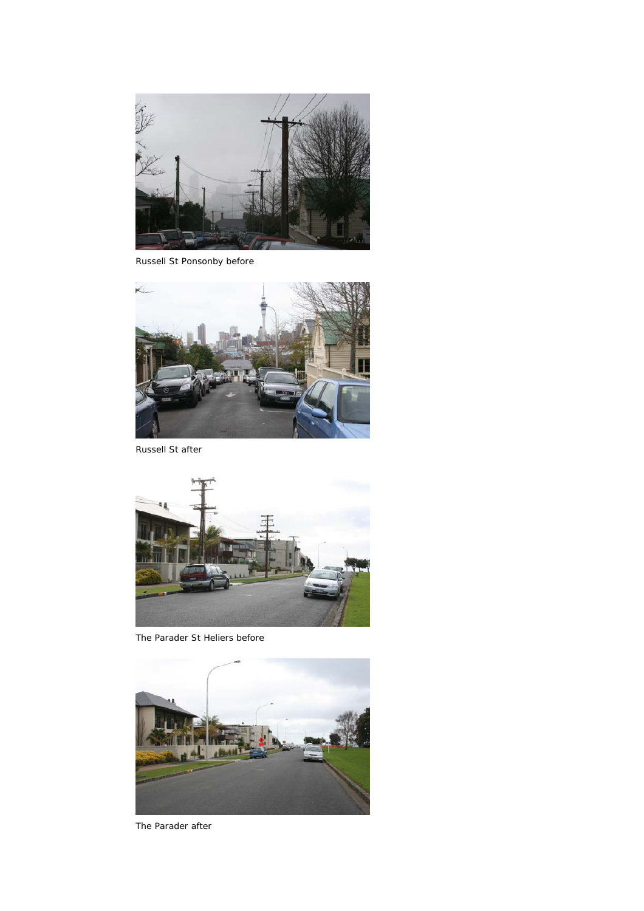Russell St Ponsonby before

Russell St after

The Parader St Heliers before

The Parader after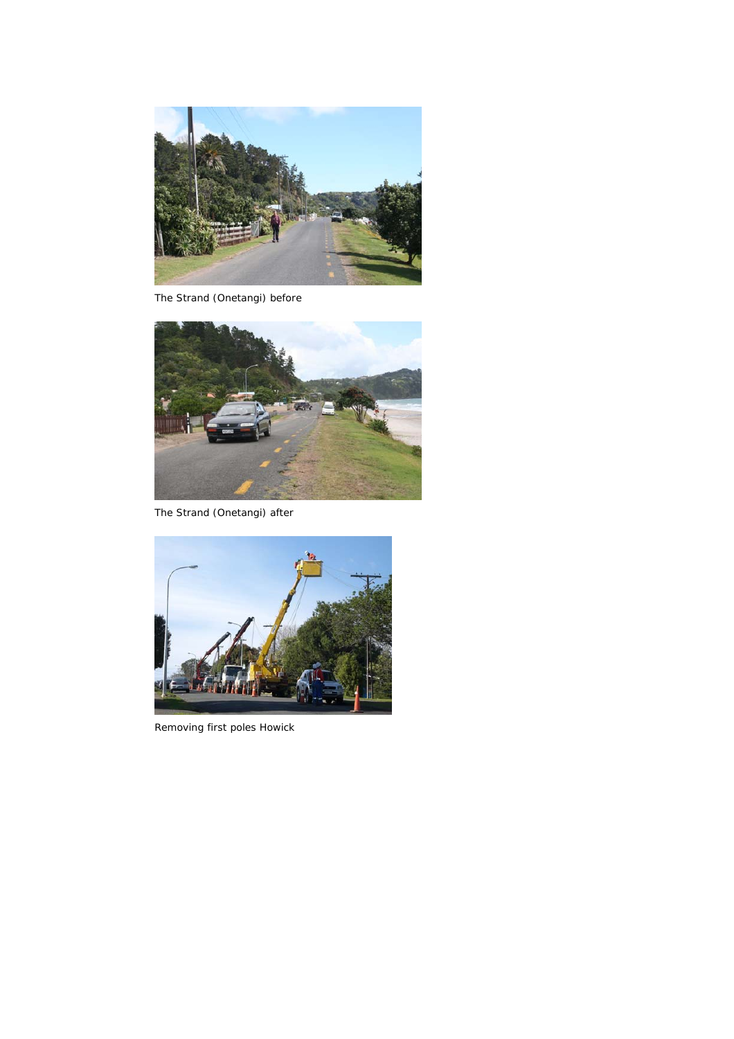The Strand (Onetangi) before

The Strand (Onetangi) after

Removing first poles Howick